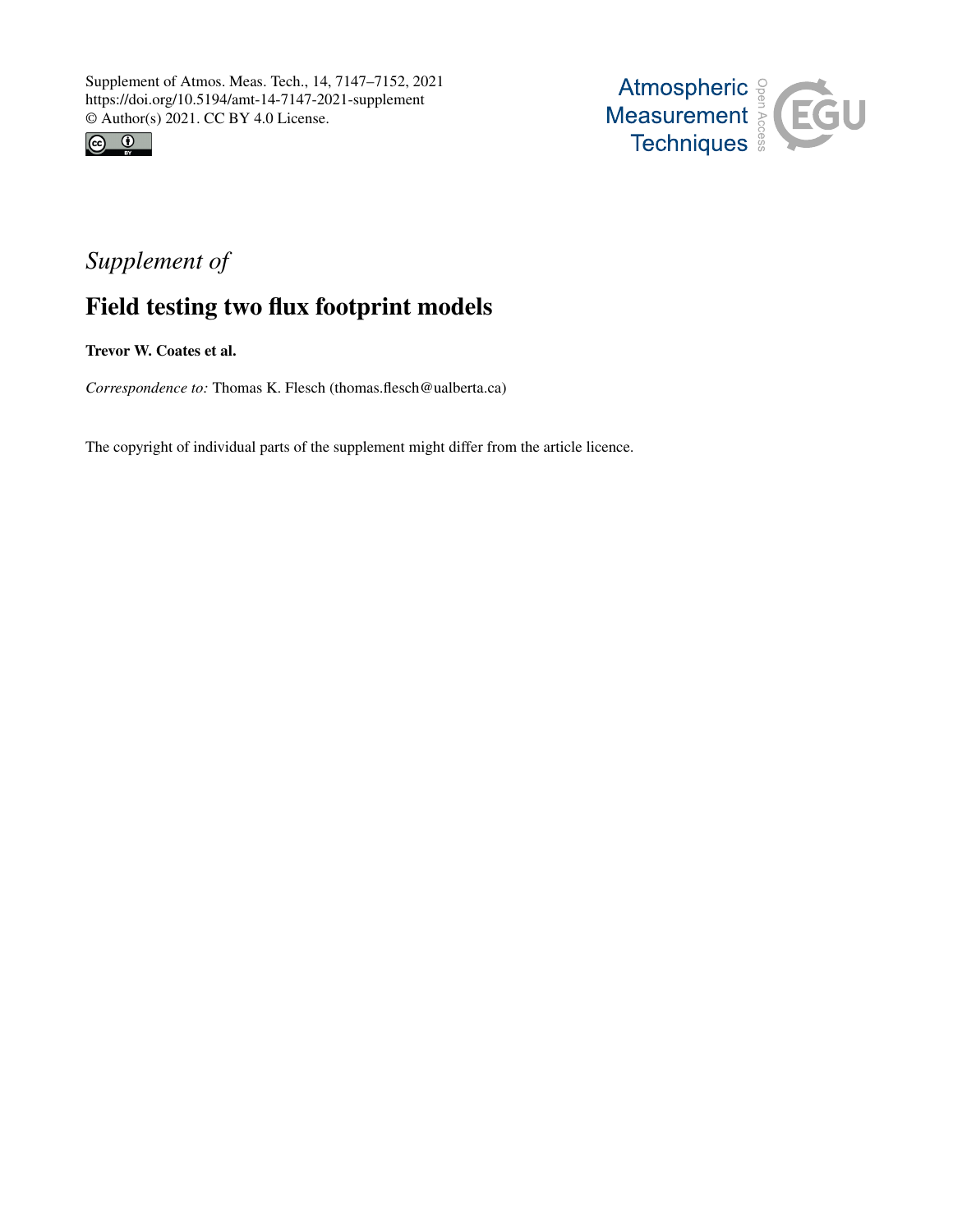Supplement of Atmos. Meas. Tech., 14, 7147–7152, 2021
https://doi.org/10.5194/amt-14-7147-2021-supplement
© Author(s) 2021. CC BY 4.0 License.

*Supplement of*

# Field testing two flux footprint models

**Trevor W. Coates et al.**

*Correspondence to:* Thomas K. Flesch (thomas.flesch@ualberta.ca)

The copyright of individual parts of the supplement might differ from the article licence.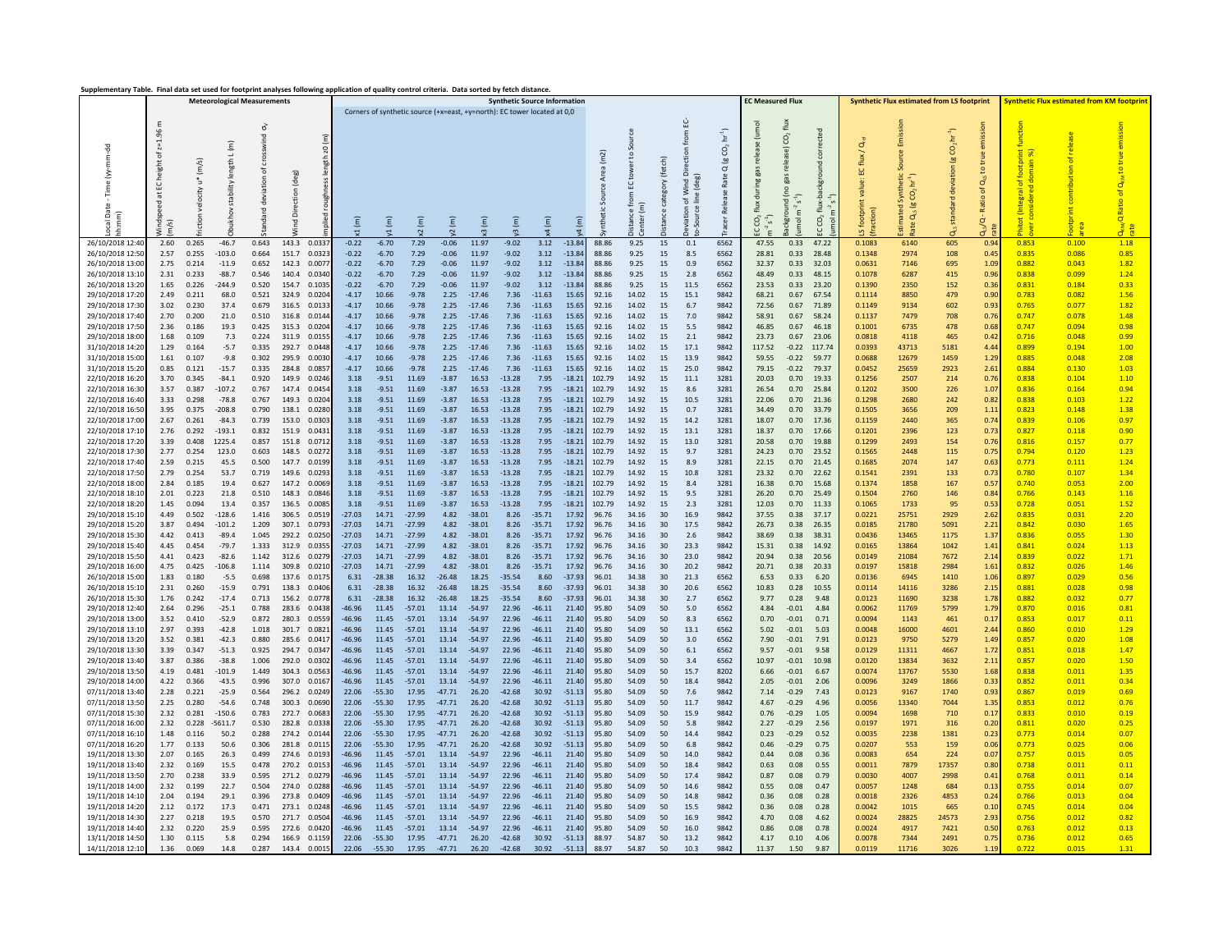**Supplementary Table. Final data set used for footprint analyses following application of quality control criteria. Data sorted by fetch distance.**

| | Meteorological Measurements | | | | | | Synthetic Source Information | | | | | | | | | | | | | | EC Measured Flux | | | Synthetic Flux estimated from LS footprint | | | | Synthetic Flux estimated from KM footprint | | |
|---|---|---|---|---|---|---|---|---|---|---|---|---|---|---|---|---|---|---|---|---|---|---|---|---|---|---|---|---|---|---|
| | | | | | | | Corners of synthetic source (+x=east, +y=north): EC tower located at 0,0 | | | | | | | | | | | | | | | | | | | | | | | |
| Local Date - Time (yy-mm-dd hh:mm) | Windspeed at EC height of z=1.96 m (m/s) | friction velocity u* (m/s) | Obukhov stability length L (m) | Standard deviation of crosswind $\sigma_v$ | Wind Direction (deg) | implied roughness length z0 (m) | x1 (m) | y1 (m) | x2 (m) | y2 (m) | x3 (m) | y3 (m) | x4 (m) | y4 (m) | Synthetic Source Area (m2) | Distance from EC tower to Source Center (m) | Distance category (fetch) | Deviation of Wind Direction from EC-to-Source line (deg) | Tracer Release Rate Q (g $CO_2$ $hr^{-1}$) | EC $CO_2$ flux during gas release (umol $m^{-2}$ $s^{-1}$) | Background (no gas release) $CO_2$ flux (umol $m^{-2}$ $s^{-1}$) | EC $CO_2$ flux-background corrected (umol $m^{-2}$ $s^{-1}$) | LS footprint value: EC flux / $Q_{id}$ (fraction) | Estimated Synthetic Source Emission Rate $Q_{LS}$ (g $CO_2$ $hr^{-1}$) | $Q_{LS}$ standard deviation (g $CO_2$ $hr^{-1}$) | $Q_{LS}$/Q - Ratio of $Q_{LS}$ to true emission rate | Phitot (Integral of footprint function over considered domain %) | Footprint contribution of release area | $Q_{KM}$/Q Ratio of $Q_{KM}$ to true emission rate |
| 26/10/2018 12:40 | 2.60 | 0.265 | -46.7 | 0.643 | 143.3 | 0.0337 | -0.22 | -6.70 | 7.29 | -0.06 | 11.97 | -9.02 | 3.12 | -13.84 | 88.86 | 9.25 | 15 | 0.1 | 6562 | 47.55 | 0.33 | 47.22 | 0.1083 | 6140 | 605 | 0.94 | 0.853 | 0.100 | 1.18 |
| 26/10/2018 12:50 | 2.57 | 0.255 | -103.0 | 0.664 | 151.7 | 0.0323 | -0.22 | -6.70 | 7.29 | -0.06 | 11.97 | -9.02 | 3.12 | -13.84 | 88.86 | 9.25 | 15 | 8.5 | 6562 | 28.81 | 0.33 | 28.48 | 0.1348 | 2974 | 108 | 0.45 | 0.835 | 0.086 | 0.85 |
| 26/10/2018 13:00 | 2.75 | 0.214 | -11.9 | 0.652 | 142.3 | 0.0077 | -0.22 | -6.70 | 7.29 | -0.06 | 11.97 | -9.02 | 3.12 | -13.84 | 88.86 | 9.25 | 15 | 0.9 | 6562 | 32.37 | 0.33 | 32.03 | 0.0631 | 7146 | 695 | 1.09 | 0.882 | 0.043 | 1.82 |
| 26/10/2018 13:10 | 2.31 | 0.233 | -88.7 | 0.546 | 140.4 | 0.0340 | -0.22 | -6.70 | 7.29 | -0.06 | 11.97 | -9.02 | 3.12 | -13.84 | 88.86 | 9.25 | 15 | 2.8 | 6562 | 48.49 | 0.33 | 48.15 | 0.1078 | 6287 | 415 | 0.96 | 0.838 | 0.099 | 1.24 |
| 26/10/2018 13:20 | 1.65 | 0.226 | -244.9 | 0.520 | 154.7 | 0.1035 | -0.22 | -6.70 | 7.29 | -0.06 | 11.97 | -9.02 | 3.12 | -13.84 | 88.86 | 9.25 | 15 | 11.5 | 6562 | 23.53 | 0.33 | 23.20 | 0.1390 | 2350 | 152 | 0.36 | 0.831 | 0.184 | 0.33 |
| 29/10/2018 17:20 | 2.49 | 0.211 | 68.0 | 0.521 | 324.9 | 0.0204 | -4.17 | 10.66 | -9.78 | 2.25 | -17.46 | 7.36 | -11.63 | 15.65 | 92.16 | 14.02 | 15 | 15.1 | 9842 | 68.21 | 0.67 | 67.54 | 0.1114 | 8850 | 479 | 0.90 | 0.783 | 0.082 | 1.56 |
| 29/10/2018 17:30 | 3.02 | 0.230 | 37.4 | 0.679 | 316.5 | 0.0133 | -4.17 | 10.66 | -9.78 | 2.25 | -17.46 | 7.36 | -11.63 | 15.65 | 92.16 | 14.02 | 15 | 6.7 | 9842 | 72.56 | 0.67 | 71.89 | 0.1149 | 9134 | 602 | 0.93 | 0.765 | 0.077 | 1.82 |
| 29/10/2018 17:40 | 2.70 | 0.200 | 21.0 | 0.510 | 316.8 | 0.0144 | -4.17 | 10.66 | -9.78 | 2.25 | -17.46 | 7.36 | -11.63 | 15.65 | 92.16 | 14.02 | 15 | 7.0 | 9842 | 58.91 | 0.67 | 58.24 | 0.1137 | 7479 | 708 | 0.76 | 0.747 | 0.078 | 1.48 |
| 29/10/2018 17:50 | 2.36 | 0.186 | 19.3 | 0.425 | 315.3 | 0.0204 | -4.17 | 10.66 | -9.78 | 2.25 | -17.46 | 7.36 | -11.63 | 15.65 | 92.16 | 14.02 | 15 | 5.5 | 9842 | 46.85 | 0.67 | 46.18 | 0.1001 | 6735 | 478 | 0.68 | 0.747 | 0.094 | 0.98 |
| 29/10/2018 18:00 | 1.68 | 0.109 | 7.3 | 0.224 | 311.9 | 0.0155 | -4.17 | 10.66 | -9.78 | 2.25 | -17.46 | 7.36 | -11.63 | 15.65 | 92.16 | 14.02 | 15 | 2.1 | 9842 | 23.73 | 0.67 | 23.06 | 0.0818 | 4118 | 465 | 0.42 | 0.716 | 0.048 | 0.99 |
| 31/10/2018 14:20 | 1.29 | 0.164 | -5.7 | 0.335 | 292.7 | 0.0448 | -4.17 | 10.66 | -9.78 | 2.25 | -17.46 | 7.36 | -11.63 | 15.65 | 92.16 | 14.02 | 15 | 17.1 | 9842 | 117.52 | -0.22 | 117.74 | 0.0393 | 43713 | 5181 | 4.44 | 0.899 | 0.194 | 1.00 |
| 31/10/2018 15:00 | 1.61 | 0.107 | -9.8 | 0.302 | 295.9 | 0.0030 | -4.17 | 10.66 | -9.78 | 2.25 | -17.46 | 7.36 | -11.63 | 15.65 | 92.16 | 14.02 | 15 | 13.9 | 9842 | 59.55 | -0.22 | 59.77 | 0.0688 | 12679 | 1459 | 1.29 | 0.885 | 0.048 | 2.08 |
| 31/10/2018 15:20 | 0.85 | 0.121 | -15.7 | 0.335 | 284.8 | 0.0857 | -4.17 | 10.66 | -9.78 | 2.25 | -17.46 | 7.36 | -11.63 | 15.65 | 92.16 | 14.02 | 15 | 25.0 | 9842 | 79.15 | -0.22 | 79.37 | 0.0452 | 25659 | 2923 | 2.61 | 0.884 | 0.130 | 1.03 |
| 22/10/2018 16:20 | 3.70 | 0.345 | -84.1 | 0.920 | 149.9 | 0.0246 | 3.18 | -9.51 | 11.69 | -3.87 | 16.53 | -13.28 | 7.95 | -18.21 | 102.79 | 14.92 | 15 | 11.1 | 3281 | 20.03 | 0.70 | 19.33 | 0.1256 | 2507 | 214 | 0.76 | 0.838 | 0.104 | 1.10 |
| 22/10/2018 16:30 | 3.57 | 0.387 | -107.2 | 0.767 | 147.4 | 0.0454 | 3.18 | -9.51 | 11.69 | -3.87 | 16.53 | -13.28 | 7.95 | -18.21 | 102.79 | 14.92 | 15 | 8.6 | 3281 | 26.54 | 0.70 | 25.84 | 0.1202 | 3500 | 226 | 1.07 | 0.836 | 0.164 | 0.94 |
| 22/10/2018 16:40 | 3.33 | 0.298 | -78.8 | 0.767 | 149.3 | 0.0204 | 3.18 | -9.51 | 11.69 | -3.87 | 16.53 | -13.28 | 7.95 | -18.21 | 102.79 | 14.92 | 15 | 10.5 | 3281 | 22.06 | 0.70 | 21.36 | 0.1298 | 2680 | 242 | 0.82 | 0.838 | 0.103 | 1.22 |
| 22/10/2018 16:50 | 3.95 | 0.375 | -208.8 | 0.790 | 138.1 | 0.0280 | 3.18 | -9.51 | 11.69 | -3.87 | 16.53 | -13.28 | 7.95 | -18.21 | 102.79 | 14.92 | 15 | 0.7 | 3281 | 34.49 | 0.70 | 33.79 | 0.1505 | 3656 | 209 | 1.11 | 0.823 | 0.148 | 1.38 |
| 22/10/2018 17:00 | 2.67 | 0.261 | -84.3 | 0.739 | 153.0 | 0.0303 | 3.18 | -9.51 | 11.69 | -3.87 | 16.53 | -13.28 | 7.95 | -18.21 | 102.79 | 14.92 | 15 | 14.2 | 3281 | 18.07 | 0.70 | 17.36 | 0.1159 | 2440 | 365 | 0.74 | 0.839 | 0.106 | 0.97 |
| 22/10/2018 17:10 | 2.76 | 0.292 | -193.1 | 0.832 | 151.9 | 0.0431 | 3.18 | -9.51 | 11.69 | -3.87 | 16.53 | -13.28 | 7.95 | -18.21 | 102.79 | 14.92 | 15 | 13.1 | 3281 | 18.37 | 0.70 | 17.66 | 0.1201 | 2396 | 123 | 0.73 | 0.827 | 0.118 | 0.90 |
| 22/10/2018 17:20 | 3.39 | 0.408 | 1225.4 | 0.857 | 151.8 | 0.0712 | 3.18 | -9.51 | 11.69 | -3.87 | 16.53 | -13.28 | 7.95 | -18.21 | 102.79 | 14.92 | 15 | 13.0 | 3281 | 20.58 | 0.70 | 19.88 | 0.1299 | 2493 | 154 | 0.76 | 0.816 | 0.157 | 0.77 |
| 22/10/2018 17:30 | 2.77 | 0.254 | 123.0 | 0.603 | 148.5 | 0.0272 | 3.18 | -9.51 | 11.69 | -3.87 | 16.53 | -13.28 | 7.95 | -18.21 | 102.79 | 14.92 | 15 | 9.7 | 3281 | 24.23 | 0.70 | 23.52 | 0.1565 | 2448 | 115 | 0.75 | 0.794 | 0.120 | 1.23 |
| 22/10/2018 17:40 | 2.59 | 0.215 | 45.5 | 0.500 | 147.7 | 0.0199 | 3.18 | -9.51 | 11.69 | -3.87 | 16.53 | -13.28 | 7.95 | -18.21 | 102.79 | 14.92 | 15 | 8.9 | 3281 | 22.15 | 0.70 | 21.45 | 0.1685 | 2074 | 147 | 0.63 | 0.773 | 0.111 | 1.24 |
| 22/10/2018 17:50 | 2.79 | 0.254 | 53.7 | 0.719 | 149.6 | 0.0293 | 3.18 | -9.51 | 11.69 | -3.87 | 16.53 | -13.28 | 7.95 | -18.21 | 102.79 | 14.92 | 15 | 10.8 | 3281 | 23.32 | 0.70 | 22.62 | 0.1541 | 2391 | 133 | 0.73 | 0.780 | 0.107 | 1.34 |
| 22/10/2018 18:00 | 2.84 | 0.185 | 19.4 | 0.627 | 147.2 | 0.0069 | 3.18 | -9.51 | 11.69 | -3.87 | 16.53 | -13.28 | 7.95 | -18.21 | 102.79 | 14.92 | 15 | 8.4 | 3281 | 16.38 | 0.70 | 15.68 | 0.1374 | 1858 | 167 | 0.57 | 0.740 | 0.053 | 2.00 |
| 22/10/2018 18:10 | 2.01 | 0.223 | 21.8 | 0.510 | 148.3 | 0.0846 | 3.18 | -9.51 | 11.69 | -3.87 | 16.53 | -13.28 | 7.95 | -18.21 | 102.79 | 14.92 | 15 | 9.5 | 3281 | 26.20 | 0.70 | 25.49 | 0.1504 | 2760 | 146 | 0.84 | 0.766 | 0.143 | 1.16 |
| 22/10/2018 18:20 | 1.45 | 0.094 | 13.4 | 0.357 | 136.5 | 0.0085 | 3.18 | -9.51 | 11.69 | -3.87 | 16.53 | -13.28 | 7.95 | -18.21 | 102.79 | 14.92 | 15 | 2.3 | 3281 | 12.03 | 0.70 | 11.33 | 0.1065 | 1733 | 95 | 0.53 | 0.728 | 0.051 | 1.52 |
| 29/10/2018 15:10 | 4.49 | 0.502 | -128.6 | 1.416 | 306.5 | 0.0519 | -27.03 | 14.71 | -27.99 | 4.82 | -38.01 | 8.26 | -35.71 | 17.92 | 96.76 | 34.16 | 30 | 16.9 | 9842 | 37.55 | 0.38 | 37.17 | 0.0221 | 25751 | 2929 | 2.62 | 0.835 | 0.031 | 2.20 |
| 29/10/2018 15:20 | 3.87 | 0.494 | -101.2 | 1.209 | 307.1 | 0.0793 | -27.03 | 14.71 | -27.99 | 4.82 | -38.01 | 8.26 | -35.71 | 17.92 | 96.76 | 34.16 | 30 | 17.5 | 9842 | 26.73 | 0.38 | 26.35 | 0.0185 | 21780 | 5091 | 2.21 | 0.842 | 0.030 | 1.65 |
| 29/10/2018 15:30 | 4.42 | 0.413 | -89.4 | 1.045 | 292.2 | 0.0250 | -27.03 | 14.71 | -27.99 | 4.82 | -38.01 | 8.26 | -35.71 | 17.92 | 96.76 | 34.16 | 30 | 2.6 | 9842 | 38.69 | 0.38 | 38.31 | 0.0436 | 13465 | 1175 | 1.37 | 0.836 | 0.055 | 1.30 |
| 29/10/2018 15:40 | 4.45 | 0.454 | -79.7 | 1.333 | 312.9 | 0.0355 | -27.03 | 14.71 | -27.99 | 4.82 | -38.01 | 8.26 | -35.71 | 17.92 | 96.76 | 34.16 | 30 | 23.3 | 9842 | 15.31 | 0.38 | 14.92 | 0.0165 | 13864 | 1042 | 1.41 | 0.841 | 0.024 | 1.13 |
| 29/10/2018 15:50 | 4.41 | 0.423 | -82.6 | 1.142 | 312.6 | 0.0279 | -27.03 | 14.71 | -27.99 | 4.82 | -38.01 | 8.26 | -35.71 | 17.92 | 96.76 | 34.16 | 30 | 23.0 | 9842 | 20.94 | 0.38 | 20.56 | 0.0149 | 21084 | 7672 | 2.14 | 0.839 | 0.022 | 1.71 |
| 29/10/2018 16:00 | 4.75 | 0.425 | -106.8 | 1.114 | 309.8 | 0.0210 | -27.03 | 14.71 | -27.99 | 4.82 | -38.01 | 8.26 | -35.71 | 17.92 | 96.76 | 34.16 | 30 | 20.2 | 9842 | 20.71 | 0.38 | 20.33 | 0.0197 | 15818 | 2984 | 1.61 | 0.832 | 0.026 | 1.46 |
| 26/10/2018 15:00 | 1.83 | 0.180 | -5.5 | 0.698 | 137.6 | 0.0175 | 6.31 | -28.38 | 16.32 | -26.48 | 18.25 | -35.54 | 8.60 | -37.93 | 96.01 | 34.38 | 30 | 21.3 | 6562 | 6.53 | 0.33 | 6.20 | 0.0136 | 6945 | 1410 | 1.06 | 0.897 | 0.029 | 0.56 |
| 26/10/2018 15:10 | 2.31 | 0.260 | -15.9 | 0.791 | 138.3 | 0.0406 | 6.31 | -28.38 | 16.32 | -26.48 | 18.25 | -35.54 | 8.60 | -37.93 | 96.01 | 34.38 | 30 | 20.6 | 6562 | 10.83 | 0.28 | 10.55 | 0.0114 | 14116 | 3286 | 2.15 | 0.881 | 0.028 | 0.98 |
| 26/10/2018 15:30 | 1.76 | 0.242 | -17.4 | 0.713 | 156.2 | 0.0778 | 6.31 | -28.38 | 16.32 | -26.48 | 18.25 | -35.54 | 8.60 | -37.93 | 96.01 | 34.38 | 30 | 2.7 | 6562 | 9.77 | 0.28 | 9.48 | 0.0123 | 11690 | 3238 | 1.78 | 0.882 | 0.032 | 0.77 |
| 29/10/2018 12:40 | 2.64 | 0.296 | -25.1 | 0.788 | 283.6 | 0.0438 | -46.96 | 11.45 | -57.01 | 13.14 | -54.97 | 22.96 | -46.11 | 21.40 | 95.80 | 54.09 | 50 | 5.0 | 6562 | 4.84 | -0.01 | 4.84 | 0.0062 | 11769 | 5799 | 1.79 | 0.870 | 0.016 | 0.81 |
| 29/10/2018 13:00 | 3.52 | 0.410 | -52.9 | 0.872 | 280.3 | 0.0559 | -46.96 | 11.45 | -57.01 | 13.14 | -54.97 | 22.96 | -46.11 | 21.40 | 95.80 | 54.09 | 50 | 8.3 | 6562 | 0.70 | -0.01 | 0.71 | 0.0094 | 1143 | 461 | 0.17 | 0.853 | 0.017 | 0.11 |
| 29/10/2018 13:10 | 2.97 | 0.393 | -42.8 | 1.018 | 301.7 | 0.0821 | -46.96 | 11.45 | -57.01 | 13.14 | -54.97 | 22.96 | -46.11 | 21.40 | 95.80 | 54.09 | 50 | 13.1 | 6562 | 5.02 | -0.01 | 5.03 | 0.0048 | 16000 | 4601 | 2.44 | 0.860 | 0.010 | 1.29 |
| 29/10/2018 13:20 | 3.52 | 0.381 | -42.3 | 0.880 | 285.6 | 0.0417 | -46.96 | 11.45 | -57.01 | 13.14 | -54.97 | 22.96 | -46.11 | 21.40 | 95.80 | 54.09 | 50 | 3.0 | 6562 | 7.90 | -0.01 | 7.91 | 0.0123 | 9750 | 5279 | 1.49 | 0.857 | 0.020 | 1.08 |
| 29/10/2018 13:30 | 3.39 | 0.347 | -51.3 | 0.925 | 294.7 | 0.0347 | -46.96 | 11.45 | -57.01 | 13.14 | -54.97 | 22.96 | -46.11 | 21.40 | 95.80 | 54.09 | 50 | 6.1 | 6562 | 9.57 | -0.01 | 9.58 | 0.0129 | 11311 | 4667 | 1.72 | 0.851 | 0.018 | 1.47 |
| 29/10/2018 13:40 | 3.87 | 0.386 | -38.8 | 1.006 | 292.0 | 0.0302 | -46.96 | 11.45 | -57.01 | 13.14 | -54.97 | 22.96 | -46.11 | 21.40 | 95.80 | 54.09 | 50 | 3.4 | 6562 | 10.97 | -0.01 | 10.98 | 0.0120 | 13834 | 3632 | 2.11 | 0.857 | 0.020 | 1.50 |
| 29/10/2018 13:50 | 4.19 | 0.481 | -101.9 | 1.449 | 304.3 | 0.0563 | -46.96 | 11.45 | -57.01 | 13.14 | -54.97 | 22.96 | -46.11 | 21.40 | 95.80 | 54.09 | 50 | 15.7 | 8202 | 6.66 | -0.01 | 6.67 | 0.0074 | 13767 | 5530 | 1.68 | 0.838 | 0.011 | 1.35 |
| 29/10/2018 14:00 | 4.22 | 0.366 | -43.5 | 0.996 | 307.0 | 0.0167 | -46.96 | 11.45 | -57.01 | 13.14 | -54.97 | 22.96 | -46.11 | 21.40 | 95.80 | 54.09 | 50 | 18.4 | 9842 | 2.05 | -0.01 | 2.06 | 0.0096 | 3249 | 1866 | 0.33 | 0.852 | 0.011 | 0.34 |
| 07/11/2018 13:40 | 2.28 | 0.221 | -25.9 | 0.564 | 296.2 | 0.0249 | 22.06 | -55.30 | 17.95 | -47.71 | 26.20 | -42.68 | 30.92 | -51.13 | 95.80 | 54.09 | 50 | 7.6 | 9842 | 7.14 | -0.29 | 7.43 | 0.0123 | 9167 | 1740 | 0.93 | 0.867 | 0.019 | 0.69 |
| 07/11/2018 13:50 | 2.25 | 0.280 | -54.6 | 0.748 | 300.3 | 0.0690 | 22.06 | -55.30 | 17.95 | -47.71 | 26.20 | -42.68 | 30.92 | -51.13 | 95.80 | 54.09 | 50 | 11.7 | 9842 | 4.67 | -0.29 | 4.96 | 0.0056 | 13340 | 7044 | 1.35 | 0.853 | 0.012 | 0.76 |
| 07/11/2018 15:30 | 2.32 | 0.281 | -150.6 | 0.783 | 272.7 | 0.0683 | 22.06 | -55.30 | 17.95 | -47.71 | 26.20 | -42.68 | 30.92 | -51.13 | 95.80 | 54.09 | 50 | 15.9 | 9842 | 0.76 | -0.29 | 1.05 | 0.0094 | 1698 | 710 | 0.17 | 0.833 | 0.010 | 0.19 |
| 07/11/2018 16:00 | 2.32 | 0.228 | -5611.7 | 0.530 | 282.8 | 0.0338 | 22.06 | -55.30 | 17.95 | -47.71 | 26.20 | -42.68 | 30.92 | -51.13 | 95.80 | 54.09 | 50 | 5.8 | 9842 | 2.27 | -0.29 | 2.56 | 0.0197 | 1971 | 316 | 0.20 | 0.811 | 0.020 | 0.25 |
| 07/11/2018 16:10 | 1.48 | 0.116 | 50.2 | 0.288 | 274.2 | 0.0144 | 22.06 | -55.30 | 17.95 | -47.71 | 26.20 | -42.68 | 30.92 | -51.13 | 95.80 | 54.09 | 50 | 14.4 | 9842 | 0.23 | -0.29 | 0.52 | 0.0035 | 2238 | 1381 | 0.23 | 0.773 | 0.014 | 0.07 |
| 07/11/2018 16:20 | 1.77 | 0.133 | 50.6 | 0.306 | 281.8 | 0.0115 | 22.06 | -55.30 | 17.95 | -47.71 | 26.20 | -42.68 | 30.92 | -51.13 | 95.80 | 54.09 | 50 | 6.8 | 9842 | 0.46 | -0.29 | 0.75 | 0.0207 | 553 | 159 | 0.06 | 0.773 | 0.025 | 0.06 |
| 19/11/2018 13:30 | 2.07 | 0.165 | 26.3 | 0.499 | 274.6 | 0.0193 | -46.96 | 11.45 | -57.01 | 13.14 | -54.97 | 22.96 | -46.11 | 21.40 | 95.80 | 54.09 | 50 | 14.0 | 9842 | 0.44 | 0.08 | 0.36 | 0.0083 | 654 | 224 | 0.07 | 0.757 | 0.015 | 0.05 |
| 19/11/2018 13:40 | 2.32 | 0.169 | 15.5 | 0.478 | 270.2 | 0.0153 | -46.96 | 11.45 | -57.01 | 13.14 | -54.97 | 22.96 | -46.11 | 21.40 | 95.80 | 54.09 | 50 | 18.4 | 9842 | 0.63 | 0.08 | 0.55 | 0.0011 | 7879 | 17357 | 0.80 | 0.738 | 0.011 | 0.11 |
| 19/11/2018 13:50 | 2.70 | 0.238 | 33.9 | 0.595 | 271.2 | 0.0279 | -46.96 | 11.45 | -57.01 | 13.14 | -54.97 | 22.96 | -46.11 | 21.40 | 95.80 | 54.09 | 50 | 17.4 | 9842 | 0.87 | 0.08 | 0.79 | 0.0030 | 4007 | 2998 | 0.41 | 0.768 | 0.011 | 0.14 |
| 19/11/2018 14:00 | 2.32 | 0.199 | 22.7 | 0.504 | 274.0 | 0.0288 | -46.96 | 11.45 | -57.01 | 13.14 | -54.97 | 22.96 | -46.11 | 21.40 | 95.80 | 54.09 | 50 | 14.6 | 9842 | 0.55 | 0.08 | 0.47 | 0.0057 | 1248 | 684 | 0.13 | 0.755 | 0.014 | 0.07 |
| 19/11/2018 14:10 | 2.04 | 0.194 | 29.1 | 0.396 | 273.8 | 0.0409 | -46.96 | 11.45 | -57.01 | 13.14 | -54.97 | 22.96 | -46.11 | 21.40 | 95.80 | 54.09 | 50 | 14.8 | 9842 | 0.36 | 0.08 | 0.28 | 0.0018 | 2326 | 4853 | 0.24 | 0.766 | 0.013 | 0.04 |
| 19/11/2018 14:20 | 2.12 | 0.172 | 17.3 | 0.471 | 273.1 | 0.0248 | -46.96 | 11.45 | -57.01 | 13.14 | -54.97 | 22.96 | -46.11 | 21.40 | 95.80 | 54.09 | 50 | 15.5 | 9842 | 0.36 | 0.08 | 0.28 | 0.0042 | 1015 | 665 | 0.10 | 0.745 | 0.014 | 0.04 |
| 19/11/2018 14:30 | 2.27 | 0.218 | 19.5 | 0.570 | 271.7 | 0.0504 | -46.96 | 11.45 | -57.01 | 13.14 | -54.97 | 22.96 | -46.11 | 21.40 | 95.80 | 54.09 | 50 | 16.9 | 9842 | 4.70 | 0.08 | 4.62 | 0.0024 | 28825 | 24573 | 2.93 | 0.756 | 0.012 | 0.82 |
| 19/11/2018 14:40 | 2.32 | 0.220 | 25.9 | 0.595 | 272.6 | 0.0420 | -46.96 | 11.45 | -57.01 | 13.14 | -54.97 | 22.96 | -46.11 | 21.40 | 95.80 | 54.09 | 50 | 16.0 | 9842 | 0.86 | 0.08 | 0.78 | 0.0024 | 4917 | 7421 | 0.50 | 0.763 | 0.012 | 0.13 |
| 13/11/2018 14:50 | 1.30 | 0.115 | 5.8 | 0.294 | 166.9 | 0.0159 | 22.06 | -55.30 | 17.95 | -47.71 | 26.20 | -42.68 | 30.92 | -51.13 | 88.97 | 54.87 | 50 | 13.2 | 9842 | 4.17 | 0.11 | 4.06 | 0.0078 | 7344 | 2491 | 0.75 | 0.736 | 0.012 | 0.65 |
| 14/11/2018 12:10 | 1.36 | 0.069 | 14.8 | 0.287 | 143.4 | 0.0015 | 22.06 | -55.30 | 17.95 | -47.71 | 26.20 | -42.68 | 30.92 | -51.13 | 88.97 | 54.87 | 50 | 10.3 | 9842 | 11.37 | 1.50 | 9.87 | 0.0119 | 11716 | 3026 | 1.19 | 0.722 | 0.015 | 1.31 |